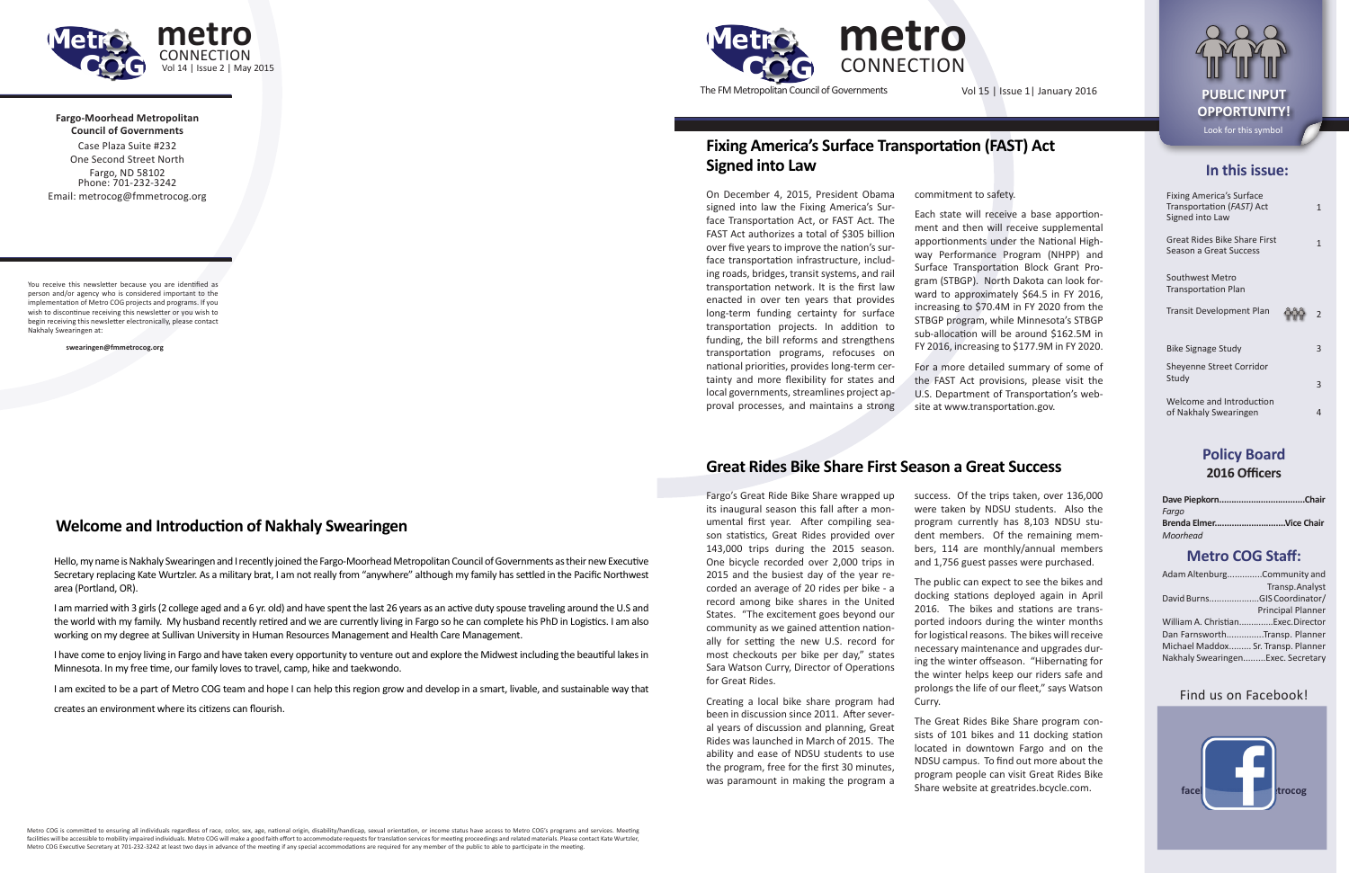# metro CONNECTION

Vol 14 | Issue 2 | May 2015

**Fargo-Moorhead Metropolitan Council of Governments**
Case Plaza Suite #232
One Second Street North
Fargo, ND 58102
Phone: 701-232-3242
Email: metrocog@fmmetrocog.org

You receive this newsletter because you are identified as person and/or agency who is considered important to the implementation of Metro COG projects and programs. If you wish to discontinue receiving this newsletter or you wish to begin receiving this newsletter electronically, please contact Nakhaly Swearingen at:

**swearingen@fmmetrocog.org**

## Welcome and Introduction of Nakhaly Swearingen

Hello, my name is Nakhaly Swearingen and I recently joined the Fargo-Moorhead Metropolitan Council of Governments as their new Executive Secretary replacing Kate Wurtzler. As a military brat, I am not really from "anywhere" although my family has settled in the Pacific Northwest area (Portland, OR).

I am married with 3 girls (2 college aged and a 6 yr. old) and have spent the last 26 years as an active duty spouse traveling around the U.S and the world with my family. My husband recently retired and we are currently living in Fargo so he can complete his PhD in Logistics. I am also working on my degree at Sullivan University in Human Resources Management and Health Care Management.

I have come to enjoy living in Fargo and have taken every opportunity to venture out and explore the Midwest including the beautiful lakes in Minnesota. In my free time, our family loves to travel, camp, hike and taekwondo.

I am excited to be a part of Metro COG team and hope I can help this region grow and develop in a smart, livable, and sustainable way that creates an environment where its citizens can flourish.

Metro COG is committed to ensuring all individuals regardless of race, color, sex, age, national origin, disability/handicap, sexual orientation, or income status have access to Metro COG's programs and services. Meeting facilities will be accessible to mobility impaired individuals. Metro COG will make a good faith effort to accommodate requests for translation services for meeting proceedings and related materials. Please contact Kate Wurtzler, Metro COG Executive Secretary at 701-232-3242 at least two days in advance of the meeting if any special accommodations are required for any member of the public to able to participate in the meeting.

# metro CONNECTION

The FM Metropolitan Council of Governments

Vol 15 | Issue 1| January 2016

## Fixing America's Surface Transportation (FAST) Act Signed into Law

On December 4, 2015, President Obama signed into law the Fixing America's Surface Transportation Act, or FAST Act. The FAST Act authorizes a total of $305 billion over five years to improve the nation's surface transportation infrastructure, including roads, bridges, transit systems, and rail transportation network. It is the first law enacted in over ten years that provides long-term funding certainty for surface transportation projects. In addition to funding, the bill reforms and strengthens transportation programs, refocuses on national priorities, provides long-term certainty and more flexibility for states and local governments, streamlines project approval processes, and maintains a strong commitment to safety.

Each state will receive a base apportionment and then will receive supplemental apportionments under the National Highway Performance Program (NHPP) and Surface Transportation Block Grant Program (STBGP). North Dakota can look forward to approximately $64.5 in FY 2016, increasing to $70.4M in FY 2020 from the STBGP program, while Minnesota's STBGP sub-allocation will be around $162.5M in FY 2016, increasing to $177.9M in FY 2020.

For a more detailed summary of some of the FAST Act provisions, please visit the U.S. Department of Transportation's website at www.transportation.gov.

## Great Rides Bike Share First Season a Great Success

Fargo's Great Ride Bike Share wrapped up its inaugural season this fall after a monumental first year. After compiling season statistics, Great Rides provided over 143,000 trips during the 2015 season. One bicycle recorded over 2,000 trips in 2015 and the busiest day of the year recorded an average of 20 rides per bike - a record among bike shares in the United States. "The excitement goes beyond our community as we gained attention nationally for setting the new U.S. record for most checkouts per bike per day," states Sara Watson Curry, Director of Operations for Great Rides.

Creating a local bike share program had been in discussion since 2011. After several years of discussion and planning, Great Rides was launched in March of 2015. The ability and ease of NDSU students to use the program, free for the first 30 minutes, was paramount in making the program a success. Of the trips taken, over 136,000 were taken by NDSU students. Also the program currently has 8,103 NDSU student members. Of the remaining members, 114 are monthly/annual members and 1,756 guest passes were purchased.

The public can expect to see the bikes and docking stations deployed again in April 2016. The bikes and stations are transported indoors during the winter months for logistical reasons. The bikes will receive necessary maintenance and upgrades during the winter offseason. "Hibernating for the winter helps keep our riders safe and prolongs the life of our fleet," says Watson Curry.

The Great Rides Bike Share program consists of 101 bikes and 11 docking station located in downtown Fargo and on the NDSU campus. To find out more about the program people can visit Great Rides Bike Share website at greatrides.bcycle.com.

**PUBLIC INPUT OPPORTUNITY!**
Look for this symbol

## In this issue:

| | |
|---|---|
| Fixing America's Surface Transportation (*FAST*) Act Signed into Law | 1 |
| Great Rides Bike Share First Season a Great Success | 1 |
| Southwest Metro Transportation Plan | |
| Transit Development Plan | 2 |
| Bike Signage Study | 3 |
| Sheyenne Street Corridor Study | 3 |
| Welcome and Introduction of Nakhaly Swearingen | 4 |

## Policy Board
### 2016 Officers

**Dave Piepkorn....................................Chair**
*Fargo*
**Brenda Elmer.............................Vice Chair**
*Moorhead*

## Metro COG Staff:

Adam Altenburg..............Community and Transp.Analyst
David Burns.....................GIS Coordinator/ Principal Planner
William A. Christian..............Exec.Director
Dan Farnsworth...............Transp. Planner
Michael Maddox......... Sr. Transp. Planner
Nakhaly Swearingen.........Exec. Secretary

Find us on Facebook!

facebook.com/metrocog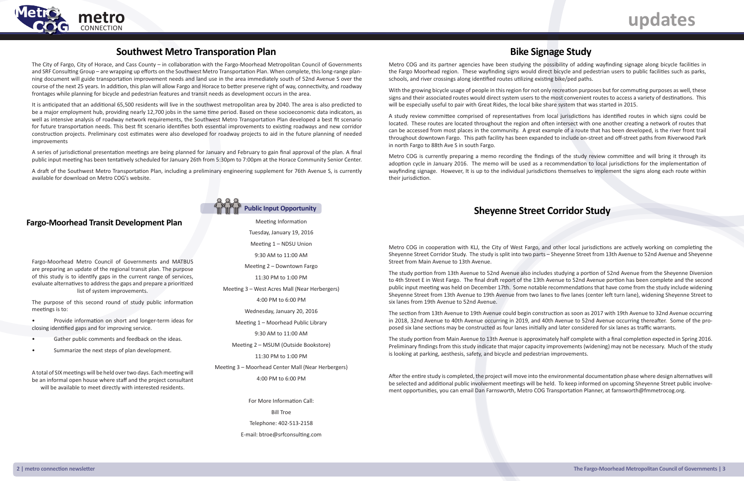# updates

## Southwest Metro Transporation Plan

The City of Fargo, City of Horace, and Cass County – in collaboration with the Fargo-Moorhead Metropolitan Council of Governments and SRF Consulting Group – are wrapping up efforts on the Southwest Metro Transportation Plan. When complete, this long-range planning document will guide transportation improvement needs and land use in the area immediately south of 52nd Avenue S over the course of the next 25 years. In addition, this plan will allow Fargo and Horace to better preserve right of way, connectivity, and roadway frontages while planning for bicycle and pedestrian features and transit needs as development occurs in the area.

It is anticipated that an additional 65,500 residents will live in the southwest metropolitan area by 2040. The area is also predicted to be a major employment hub, providing nearly 12,700 jobs in the same time period. Based on these socioeconomic data indicators, as well as intensive analysis of roadway network requirements, the Southwest Metro Transportation Plan developed a best fit scenario for future transportation needs. This best fit scenario identifies both essential improvements to existing roadways and new corridor construction projects. Preliminary cost estimates were also developed for roadway projects to aid in the future planning of needed improvements

A series of jurisdictional presentation meetings are being planned for January and February to gain final approval of the plan. A final public input meeting has been tentatively scheduled for January 26th from 5:30pm to 7:00pm at the Horace Community Senior Center.

A draft of the Southwest Metro Transportation Plan, including a preliminary engineering supplement for 76th Avenue S, is currently available for download on Metro COG's website.

### Fargo-Moorhead Transit Development Plan

Fargo-Moorhead Metro Council of Governments and MATBUS are preparing an update of the regional transit plan. The purpose of this study is to identify gaps in the current range of services, evaluate alternatives to address the gaps and prepare a prioritized list of system improvements.

The purpose of this second round of study public information meetings is to:

- Provide information on short and longer-term ideas for closing identified gaps and for improving service.
- Gather public comments and feedback on the ideas.
- Summarize the next steps of plan development.

A total of SIX meetings will be held over two days. Each meeting will be an informal open house where staff and the project consultant will be available to meet directly with interested residents.

**Public Input Opportunity**

Meeting Information

Tuesday, January 19, 2016

Meeting 1 – NDSU Union

9:30 AM to 11:00 AM

Meeting 2 – Downtown Fargo

11:30 PM to 1:00 PM

Meeting 3 – West Acres Mall (Near Herbergers)

4:00 PM to 6:00 PM

Wednesday, January 20, 2016

Meeting 1 – Moorhead Public Library

9:30 AM to 11:00 AM

Meeting 2 – MSUM (Outside Bookstore)

11:30 PM to 1:00 PM

Meeting 3 – Moorhead Center Mall (Near Herbergers)

4:00 PM to 6:00 PM

For More Information Call:

Bill Troe

Telephone: 402-513-2158

E-mail: btroe@srfconsulting.com

## Bike Signage Study

Metro COG and its partner agencies have been studying the possibility of adding wayfinding signage along bicycle facilities in the Fargo Moorhead region. These wayfinding signs would direct bicycle and pedestrian users to public facilities such as parks, schools, and river crossings along identified routes utilizing existing bike/ped paths.

With the growing bicycle usage of people in this region for not only recreation purposes but for commuting purposes as well, these signs and their associated routes would direct system users to the most convenient routes to access a variety of destinations. This will be especially useful to pair with Great Rides, the local bike share system that was started in 2015.

A study review committee comprised of representatives from local jurisdictions has identified routes in which signs could be located. These routes are located throughout the region and often intersect with one another creating a network of routes that can be accessed from most places in the community. A great example of a route that has been developed, is the river front trail throughout downtown Fargo. This path facility has been expanded to include on-street and off-street paths from Riverwood Park in north Fargo to 88th Ave S in south Fargo.

Metro COG is currently preparing a memo recording the findings of the study review committee and will bring it through its adoption cycle in January 2016. The memo will be used as a recommendation to local jurisdictions for the implementation of wayfinding signage. However, It is up to the individual jurisdictions themselves to implement the signs along each route within their jurisdiction.

## Sheyenne Street Corridor Study

Metro COG in cooperation with KLJ, the City of West Fargo, and other local jurisdictions are actively working on completing the Sheyenne Street Corridor Study. The study is split into two parts – Sheyenne Street from 13th Avenue to 52nd Avenue and Sheyenne Street from Main Avenue to 13th Avenue.

The study portion from 13th Avenue to 52nd Avenue also includes studying a portion of 52nd Avenue from the Sheyenne Diversion to 4th Street E in West Fargo. The final draft report of the 13th Avenue to 52nd Avenue portion has been complete and the second public input meeting was held on December 17th. Some notable recommendations that have come from the study include widening Sheyenne Street from 13th Avenue to 19th Avenue from two lanes to five lanes (center left turn lane), widening Sheyenne Street to six lanes from 19th Avenue to 52nd Avenue.

The section from 13th Avenue to 19th Avenue could begin construction as soon as 2017 with 19th Avenue to 32nd Avenue occurring in 2018, 32nd Avenue to 40th Avenue occurring in 2019, and 40th Avenue to 52nd Avenue occurring thereafter. Some of the proposed six lane sections may be constructed as four lanes initially and later considered for six lanes as traffic warrants.

The study portion from Main Avenue to 13th Avenue is approximately half complete with a final completion expected in Spring 2016. Preliminary findings from this study indicate that major capacity improvements (widening) may not be necessary. Much of the study is looking at parking, aesthesis, safety, and bicycle and pedestrian improvements.

After the entire study is completed, the project will move into the environmental documentation phase where design alternatives will be selected and additional public involvement meetings will be held. To keep informed on upcoming Sheyenne Street public involvement opportunities, you can email Dan Farnsworth, Metro COG Transportation Planner, at farnsworth@fmmetrocog.org.